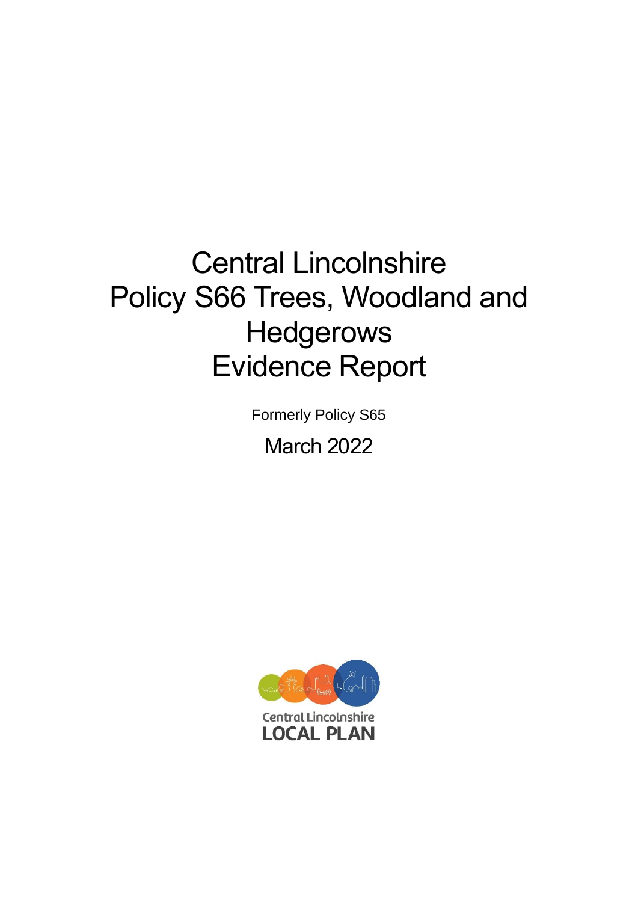# Central Lincolnshire Policy S66 Trees, Woodland and Hedgerows Evidence Report

Formerly Policy S65

March 2022

Central Lincolnshire
LOCAL PLAN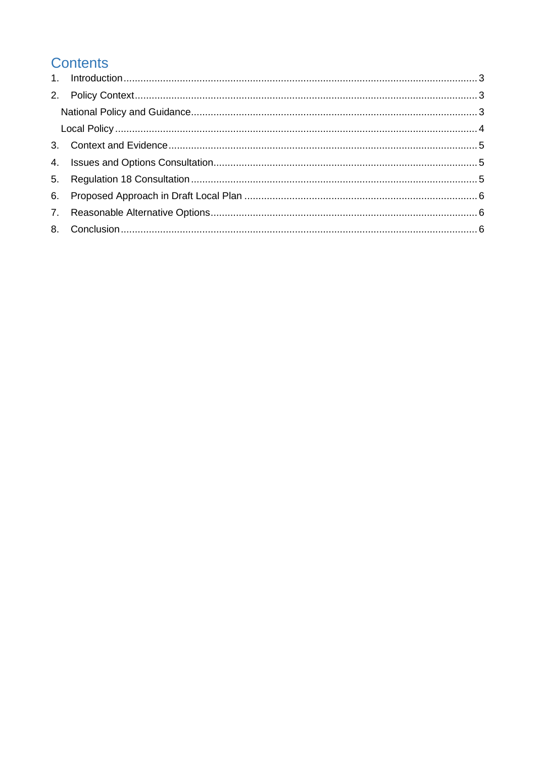# Contents

1. Introduction ........................................................................................................ 3
2. Policy Context ..................................................................................................... 3
   - National Policy and Guidance ............................................................................ 3
   - Local Policy ....................................................................................................... 4
3. Context and Evidence ......................................................................................... 5
4. Issues and Options Consultation ......................................................................... 5
5. Regulation 18 Consultation ................................................................................. 5
6. Proposed Approach in Draft Local Plan ............................................................... 6
7. Reasonable Alternative Options .......................................................................... 6
8. Conclusion .......................................................................................................... 6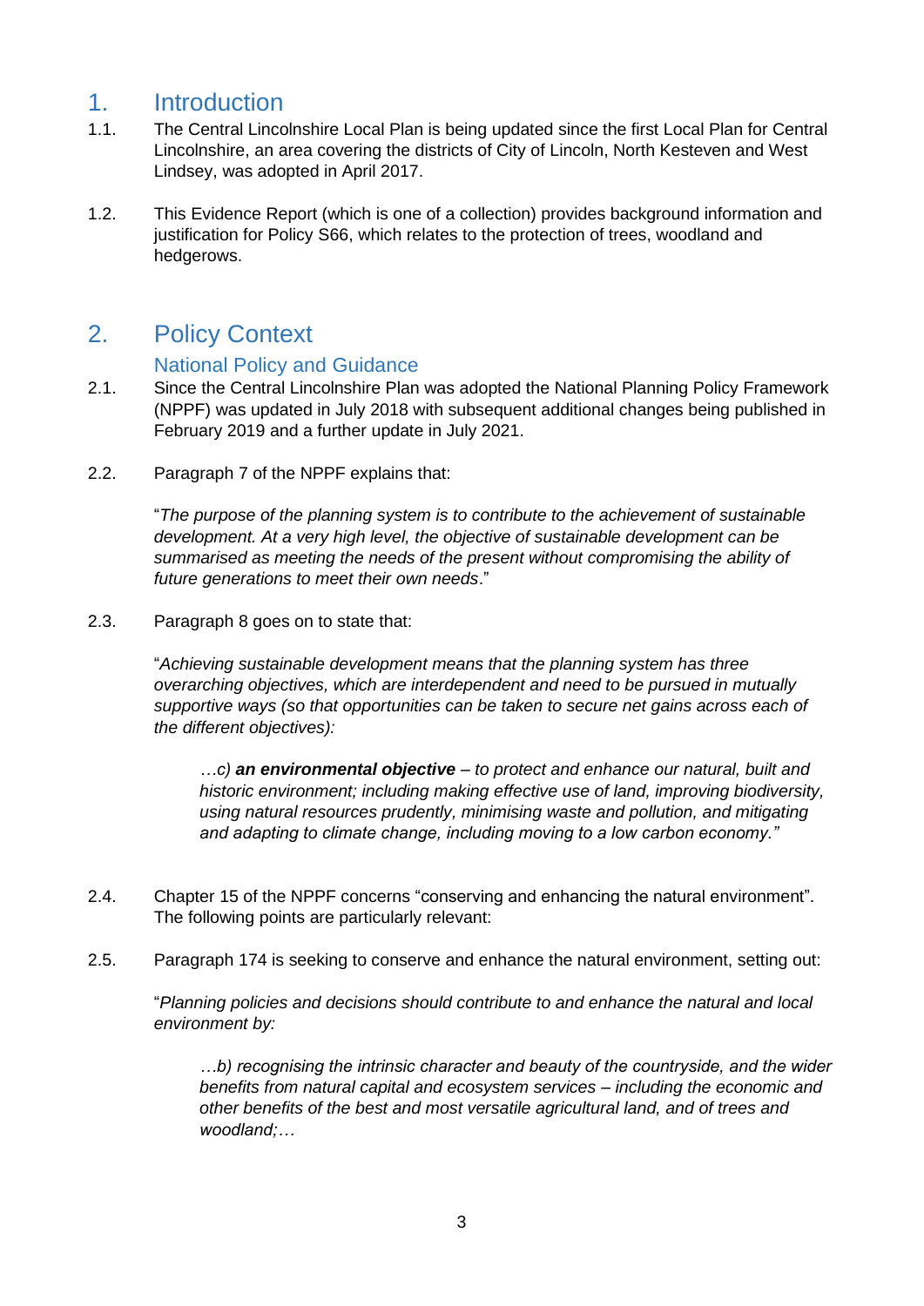# 1. Introduction

1.1. The Central Lincolnshire Local Plan is being updated since the first Local Plan for Central Lincolnshire, an area covering the districts of City of Lincoln, North Kesteven and West Lindsey, was adopted in April 2017.

1.2. This Evidence Report (which is one of a collection) provides background information and justification for Policy S66, which relates to the protection of trees, woodland and hedgerows.

# 2. Policy Context

## National Policy and Guidance

2.1. Since the Central Lincolnshire Plan was adopted the National Planning Policy Framework (NPPF) was updated in July 2018 with subsequent additional changes being published in February 2019 and a further update in July 2021.

2.2. Paragraph 7 of the NPPF explains that:

> "*The purpose of the planning system is to contribute to the achievement of sustainable development. At a very high level, the objective of sustainable development can be summarised as meeting the needs of the present without compromising the ability of future generations to meet their own needs*."

2.3. Paragraph 8 goes on to state that:

> "*Achieving sustainable development means that the planning system has three overarching objectives, which are interdependent and need to be pursued in mutually supportive ways (so that opportunities can be taken to secure net gains across each of the different objectives):*
>
> > *…c)* ***an environmental objective*** *– to protect and enhance our natural, built and historic environment; including making effective use of land, improving biodiversity, using natural resources prudently, minimising waste and pollution, and mitigating and adapting to climate change, including moving to a low carbon economy."*

2.4. Chapter 15 of the NPPF concerns "conserving and enhancing the natural environment". The following points are particularly relevant:

2.5. Paragraph 174 is seeking to conserve and enhance the natural environment, setting out:

> "*Planning policies and decisions should contribute to and enhance the natural and local environment by:*
>
> > *…b) recognising the intrinsic character and beauty of the countryside, and the wider benefits from natural capital and ecosystem services – including the economic and other benefits of the best and most versatile agricultural land, and of trees and woodland;…*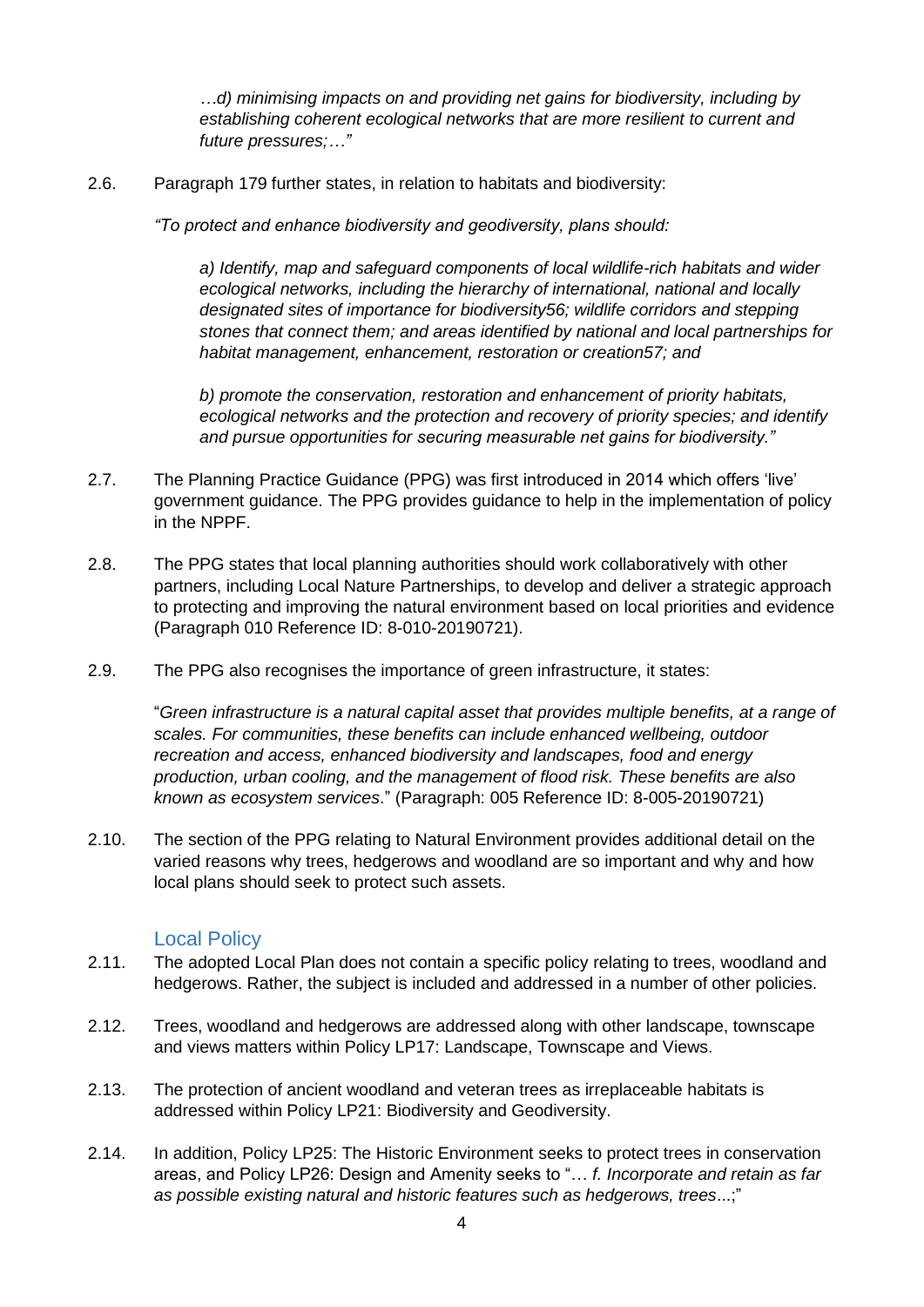*…d) minimising impacts on and providing net gains for biodiversity, including by establishing coherent ecological networks that are more resilient to current and future pressures;…"*

2.6. Paragraph 179 further states, in relation to habitats and biodiversity:

*"To protect and enhance biodiversity and geodiversity, plans should:*

*a) Identify, map and safeguard components of local wildlife-rich habitats and wider ecological networks, including the hierarchy of international, national and locally designated sites of importance for biodiversity56; wildlife corridors and stepping stones that connect them; and areas identified by national and local partnerships for habitat management, enhancement, restoration or creation57; and*

*b) promote the conservation, restoration and enhancement of priority habitats, ecological networks and the protection and recovery of priority species; and identify and pursue opportunities for securing measurable net gains for biodiversity."*

2.7. The Planning Practice Guidance (PPG) was first introduced in 2014 which offers 'live' government guidance. The PPG provides guidance to help in the implementation of policy in the NPPF.

2.8. The PPG states that local planning authorities should work collaboratively with other partners, including Local Nature Partnerships, to develop and deliver a strategic approach to protecting and improving the natural environment based on local priorities and evidence (Paragraph 010 Reference ID: 8-010-20190721).

2.9. The PPG also recognises the importance of green infrastructure, it states:

"*Green infrastructure is a natural capital asset that provides multiple benefits, at a range of scales. For communities, these benefits can include enhanced wellbeing, outdoor recreation and access, enhanced biodiversity and landscapes, food and energy production, urban cooling, and the management of flood risk. These benefits are also known as ecosystem services*." (Paragraph: 005 Reference ID: 8-005-20190721)

2.10. The section of the PPG relating to Natural Environment provides additional detail on the varied reasons why trees, hedgerows and woodland are so important and why and how local plans should seek to protect such assets.

## Local Policy

2.11. The adopted Local Plan does not contain a specific policy relating to trees, woodland and hedgerows. Rather, the subject is included and addressed in a number of other policies.

2.12. Trees, woodland and hedgerows are addressed along with other landscape, townscape and views matters within Policy LP17: Landscape, Townscape and Views.

2.13. The protection of ancient woodland and veteran trees as irreplaceable habitats is addressed within Policy LP21: Biodiversity and Geodiversity.

2.14. In addition, Policy LP25: The Historic Environment seeks to protect trees in conservation areas, and Policy LP26: Design and Amenity seeks to "… *f. Incorporate and retain as far as possible existing natural and historic features such as hedgerows, trees*...;"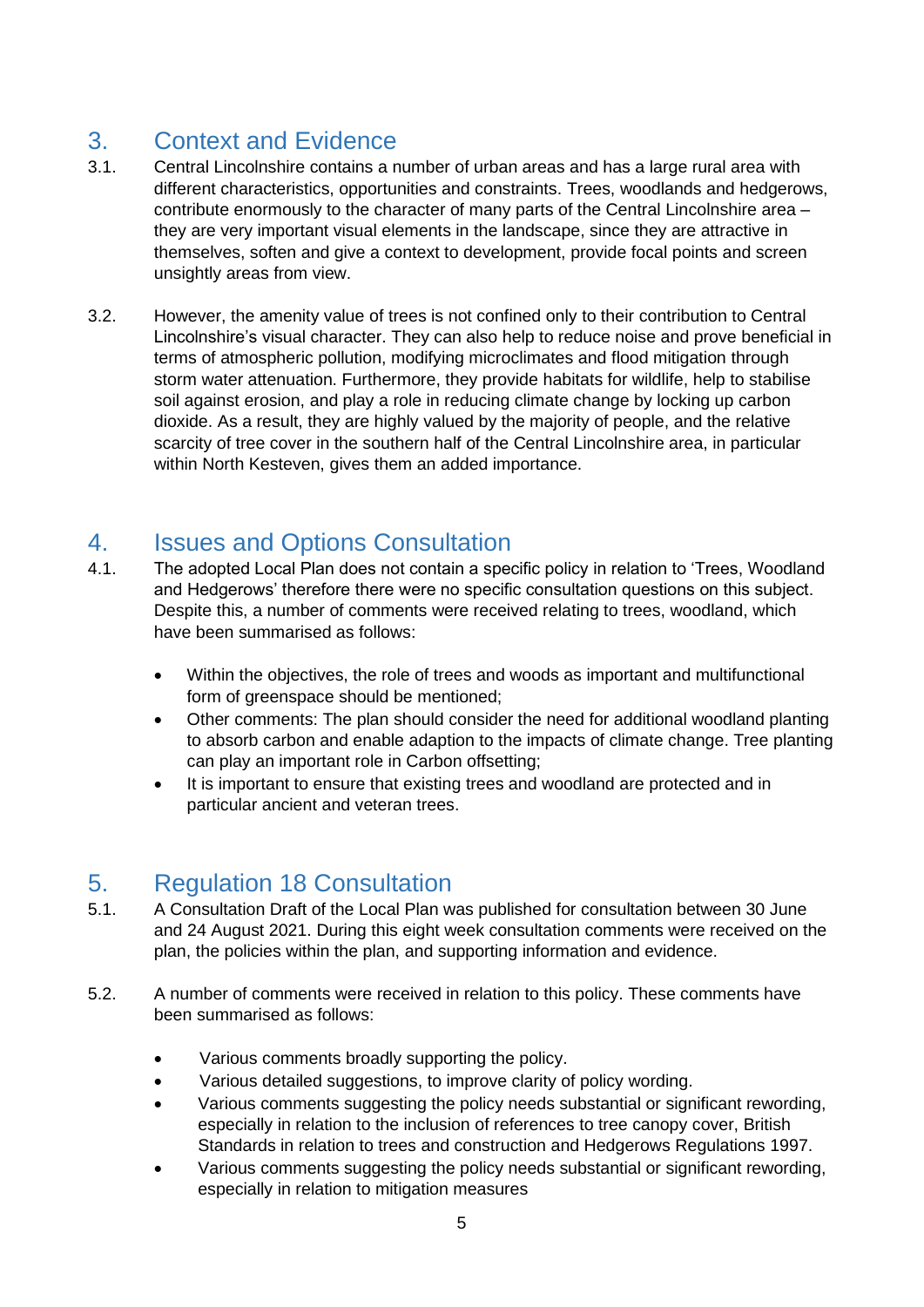## 3. Context and Evidence

3.1. Central Lincolnshire contains a number of urban areas and has a large rural area with different characteristics, opportunities and constraints. Trees, woodlands and hedgerows, contribute enormously to the character of many parts of the Central Lincolnshire area – they are very important visual elements in the landscape, since they are attractive in themselves, soften and give a context to development, provide focal points and screen unsightly areas from view.

3.2. However, the amenity value of trees is not confined only to their contribution to Central Lincolnshire's visual character. They can also help to reduce noise and prove beneficial in terms of atmospheric pollution, modifying microclimates and flood mitigation through storm water attenuation. Furthermore, they provide habitats for wildlife, help to stabilise soil against erosion, and play a role in reducing climate change by locking up carbon dioxide. As a result, they are highly valued by the majority of people, and the relative scarcity of tree cover in the southern half of the Central Lincolnshire area, in particular within North Kesteven, gives them an added importance.

## 4. Issues and Options Consultation

4.1. The adopted Local Plan does not contain a specific policy in relation to 'Trees, Woodland and Hedgerows' therefore there were no specific consultation questions on this subject. Despite this, a number of comments were received relating to trees, woodland, which have been summarised as follows:

- Within the objectives, the role of trees and woods as important and multifunctional form of greenspace should be mentioned;
- Other comments: The plan should consider the need for additional woodland planting to absorb carbon and enable adaption to the impacts of climate change. Tree planting can play an important role in Carbon offsetting;
- It is important to ensure that existing trees and woodland are protected and in particular ancient and veteran trees.

## 5. Regulation 18 Consultation

5.1. A Consultation Draft of the Local Plan was published for consultation between 30 June and 24 August 2021. During this eight week consultation comments were received on the plan, the policies within the plan, and supporting information and evidence.

5.2. A number of comments were received in relation to this policy. These comments have been summarised as follows:

- Various comments broadly supporting the policy.
- Various detailed suggestions, to improve clarity of policy wording.
- Various comments suggesting the policy needs substantial or significant rewording, especially in relation to the inclusion of references to tree canopy cover, British Standards in relation to trees and construction and Hedgerows Regulations 1997.
- Various comments suggesting the policy needs substantial or significant rewording, especially in relation to mitigation measures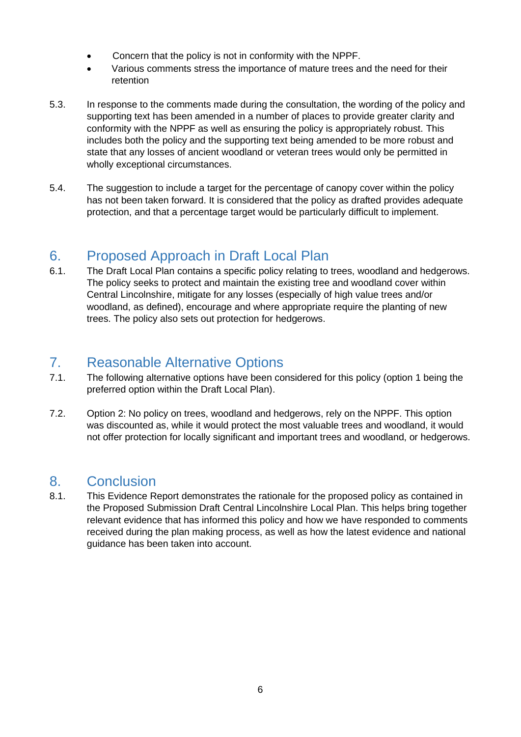- Concern that the policy is not in conformity with the NPPF.
- Various comments stress the importance of mature trees and the need for their retention

5.3. In response to the comments made during the consultation, the wording of the policy and supporting text has been amended in a number of places to provide greater clarity and conformity with the NPPF as well as ensuring the policy is appropriately robust. This includes both the policy and the supporting text being amended to be more robust and state that any losses of ancient woodland or veteran trees would only be permitted in wholly exceptional circumstances.

5.4. The suggestion to include a target for the percentage of canopy cover within the policy has not been taken forward. It is considered that the policy as drafted provides adequate protection, and that a percentage target would be particularly difficult to implement.

## 6. Proposed Approach in Draft Local Plan

6.1. The Draft Local Plan contains a specific policy relating to trees, woodland and hedgerows. The policy seeks to protect and maintain the existing tree and woodland cover within Central Lincolnshire, mitigate for any losses (especially of high value trees and/or woodland, as defined), encourage and where appropriate require the planting of new trees. The policy also sets out protection for hedgerows.

## 7. Reasonable Alternative Options

7.1. The following alternative options have been considered for this policy (option 1 being the preferred option within the Draft Local Plan).

7.2. Option 2: No policy on trees, woodland and hedgerows, rely on the NPPF. This option was discounted as, while it would protect the most valuable trees and woodland, it would not offer protection for locally significant and important trees and woodland, or hedgerows.

## 8. Conclusion

8.1. This Evidence Report demonstrates the rationale for the proposed policy as contained in the Proposed Submission Draft Central Lincolnshire Local Plan. This helps bring together relevant evidence that has informed this policy and how we have responded to comments received during the plan making process, as well as how the latest evidence and national guidance has been taken into account.